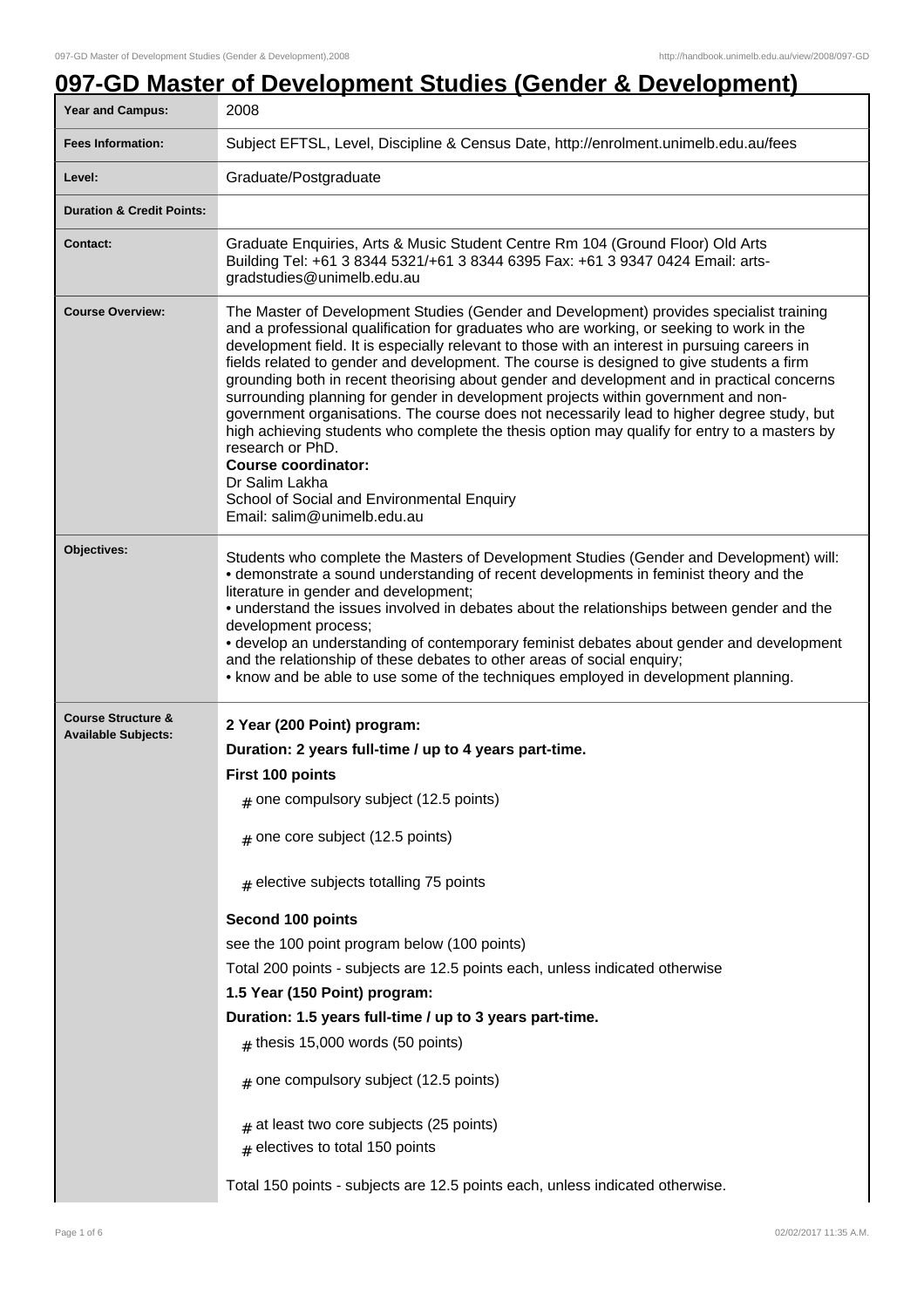# 097-GD Master of Development Studies (Gender & Development)

| | |
|---|---|
| **Year and Campus:** | 2008 |
| **Fees Information:** | Subject EFTSL, Level, Discipline & Census Date, http://enrolment.unimelb.edu.au/fees |
| **Level:** | Graduate/Postgraduate |
| **Duration & Credit Points:** | |
| **Contact:** | Graduate Enquiries, Arts & Music Student Centre Rm 104 (Ground Floor) Old Arts Building Tel: +61 3 8344 5321/+61 3 8344 6395 Fax: +61 3 9347 0424 Email: arts-gradstudies@unimelb.edu.au |
| **Course Overview:** | The Master of Development Studies (Gender and Development) provides specialist training and a professional qualification for graduates who are working, or seeking to work in the development field. It is especially relevant to those with an interest in pursuing careers in fields related to gender and development. The course is designed to give students a firm grounding both in recent theorising about gender and development and in practical concerns surrounding planning for gender in development projects within government and non-government organisations. The course does not necessarily lead to higher degree study, but high achieving students who complete the thesis option may qualify for entry to a masters by research or PhD.<br>**Course coordinator:**<br>Dr Salim Lakha<br>School of Social and Environmental Enquiry<br>Email: salim@unimelb.edu.au |
| **Objectives:** | Students who complete the Masters of Development Studies (Gender and Development) will:<br>• demonstrate a sound understanding of recent developments in feminist theory and the literature in gender and development;<br>• understand the issues involved in debates about the relationships between gender and the development process;<br>• develop an understanding of contemporary feminist debates about gender and development and the relationship of these debates to other areas of social enquiry;<br>• know and be able to use some of the techniques employed in development planning. |
| **Course Structure & Available Subjects:** | **2 Year (200 Point) program:**<br>**Duration: 2 years full-time / up to 4 years part-time.**<br>**First 100 points**<br># one compulsory subject (12.5 points)<br># one core subject (12.5 points)<br># elective subjects totalling 75 points<br>**Second 100 points**<br>see the 100 point program below (100 points)<br>Total 200 points - subjects are 12.5 points each, unless indicated otherwise<br>**1.5 Year (150 Point) program:**<br>**Duration: 1.5 years full-time / up to 3 years part-time.**<br># thesis 15,000 words (50 points)<br># one compulsory subject (12.5 points)<br># at least two core subjects (25 points)<br># electives to total 150 points<br>Total 150 points - subjects are 12.5 points each, unless indicated otherwise. |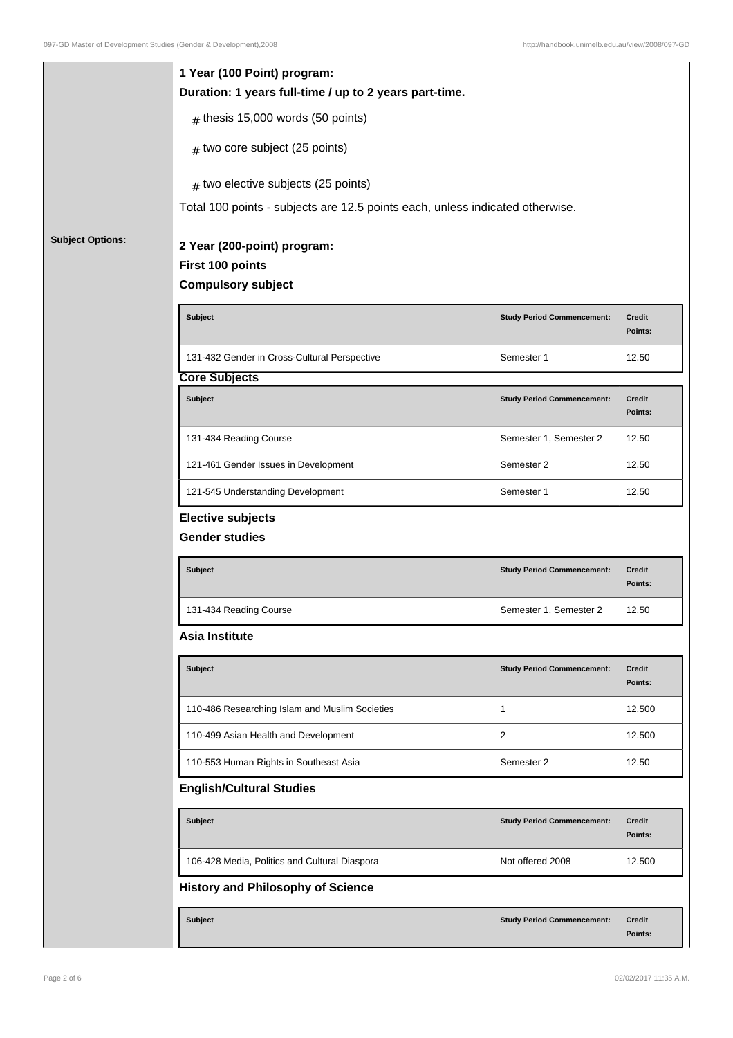**1 Year (100 Point) program:**

**Duration: 1 years full-time / up to 2 years part-time.**

# thesis 15,000 words (50 points)

# two core subject (25 points)

# two elective subjects (25 points)

Total 100 points - subjects are 12.5 points each, unless indicated otherwise.

**Subject Options:**

**2 Year (200-point) program:**

**First 100 points**

**Compulsory subject**

| Subject | Study Period Commencement: | Credit Points: |
|---|---|---|
| 131-432 Gender in Cross-Cultural Perspective | Semester 1 | 12.50 |

**Core Subjects**

| Subject | Study Period Commencement: | Credit Points: |
|---|---|---|
| 131-434 Reading Course | Semester 1, Semester 2 | 12.50 |
| 121-461 Gender Issues in Development | Semester 2 | 12.50 |
| 121-545 Understanding Development | Semester 1 | 12.50 |

**Elective subjects**

**Gender studies**

| Subject | Study Period Commencement: | Credit Points: |
|---|---|---|
| 131-434 Reading Course | Semester 1, Semester 2 | 12.50 |

**Asia Institute**

| Subject | Study Period Commencement: | Credit Points: |
|---|---|---|
| 110-486 Researching Islam and Muslim Societies | 1 | 12.500 |
| 110-499 Asian Health and Development | 2 | 12.500 |
| 110-553 Human Rights in Southeast Asia | Semester 2 | 12.50 |

**English/Cultural Studies**

| Subject | Study Period Commencement: | Credit Points: |
|---|---|---|
| 106-428 Media, Politics and Cultural Diaspora | Not offered 2008 | 12.500 |

**History and Philosophy of Science**

| Subject | Study Period Commencement: | Credit Points: |
|---|---|---|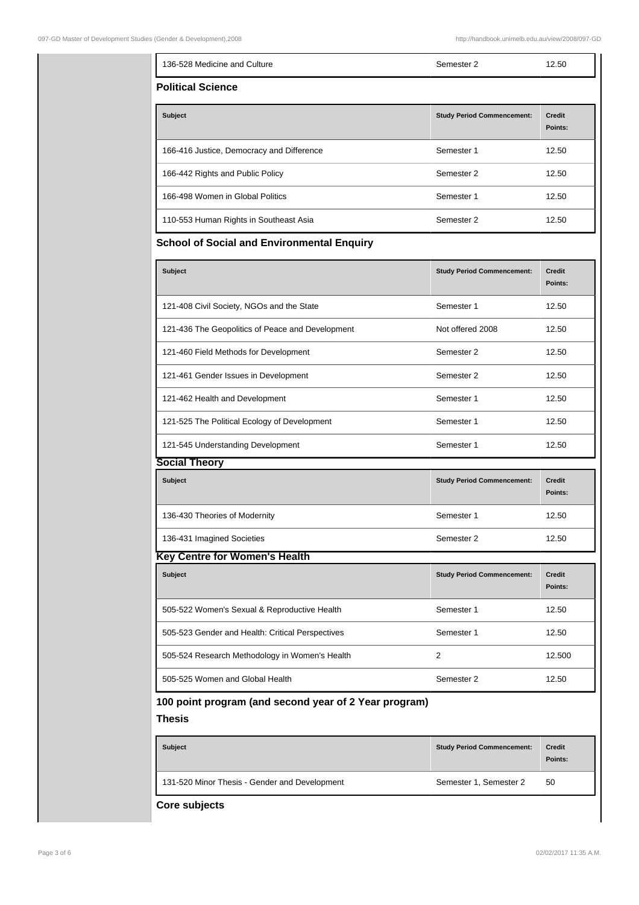| 136-528 Medicine and Culture | Semester 2 | 12.50 |
|---|---|---|

### Political Science

| Subject | Study Period Commencement: | Credit Points: |
|---|---|---|
| 166-416 Justice, Democracy and Difference | Semester 1 | 12.50 |
| 166-442 Rights and Public Policy | Semester 2 | 12.50 |
| 166-498 Women in Global Politics | Semester 1 | 12.50 |
| 110-553 Human Rights in Southeast Asia | Semester 2 | 12.50 |

### School of Social and Environmental Enquiry

| Subject | Study Period Commencement: | Credit Points: |
|---|---|---|
| 121-408 Civil Society, NGOs and the State | Semester 1 | 12.50 |
| 121-436 The Geopolitics of Peace and Development | Not offered 2008 | 12.50 |
| 121-460 Field Methods for Development | Semester 2 | 12.50 |
| 121-461 Gender Issues in Development | Semester 2 | 12.50 |
| 121-462 Health and Development | Semester 1 | 12.50 |
| 121-525 The Political Ecology of Development | Semester 1 | 12.50 |
| 121-545 Understanding Development | Semester 1 | 12.50 |

### Social Theory

| Subject | Study Period Commencement: | Credit Points: |
|---|---|---|
| 136-430 Theories of Modernity | Semester 1 | 12.50 |
| 136-431 Imagined Societies | Semester 2 | 12.50 |

### Key Centre for Women's Health

| Subject | Study Period Commencement: | Credit Points: |
|---|---|---|
| 505-522 Women's Sexual & Reproductive Health | Semester 1 | 12.50 |
| 505-523 Gender and Health: Critical Perspectives | Semester 1 | 12.50 |
| 505-524 Research Methodology in Women's Health | 2 | 12.500 |
| 505-525 Women and Global Health | Semester 2 | 12.50 |

## 100 point program (and second year of 2 Year program)

### Thesis

| Subject | Study Period Commencement: | Credit Points: |
|---|---|---|
| 131-520 Minor Thesis - Gender and Development | Semester 1, Semester 2 | 50 |

### Core subjects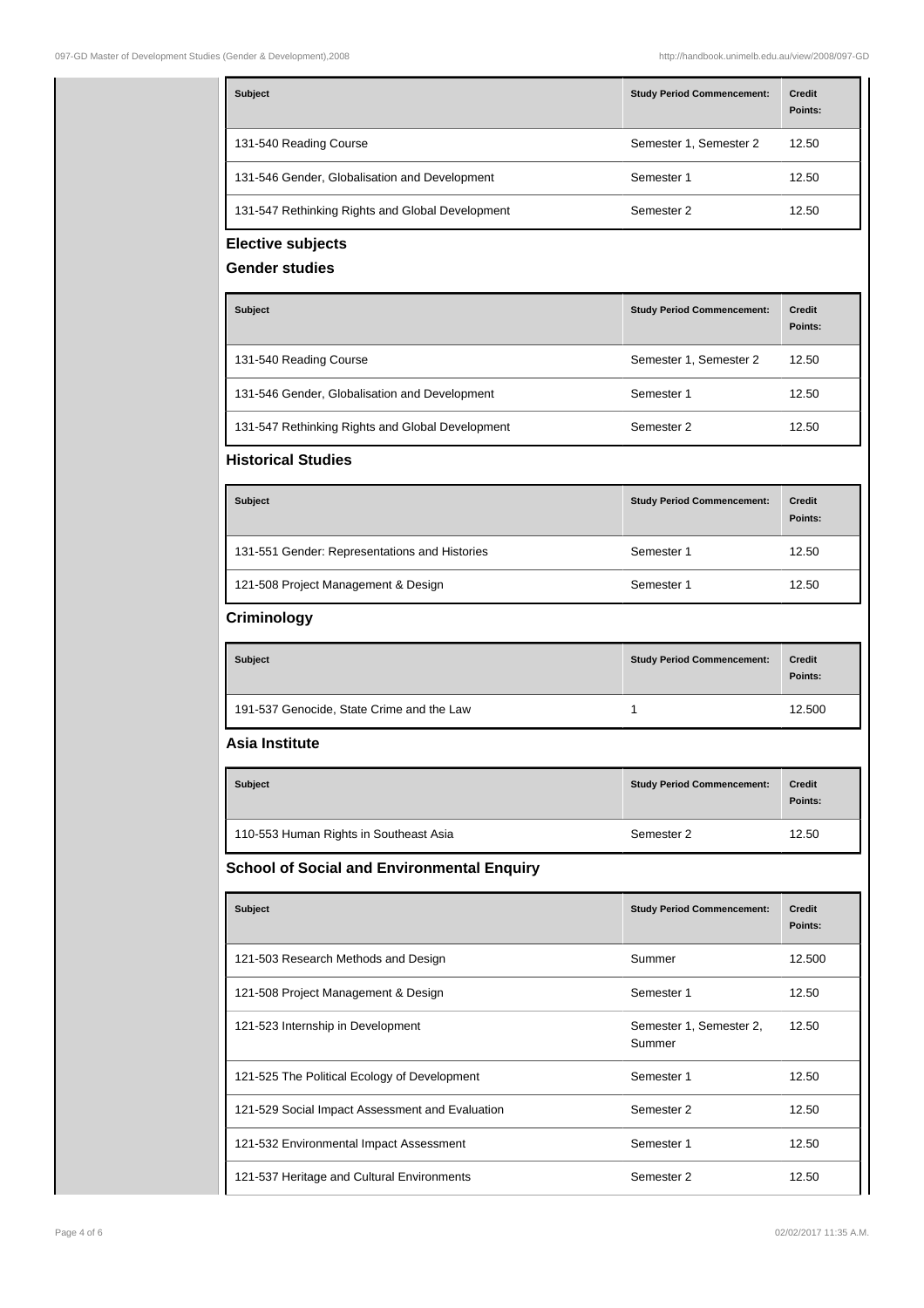| Subject | Study Period Commencement: | Credit Points: |
| --- | --- | --- |
| 131-540 Reading Course | Semester 1, Semester 2 | 12.50 |
| 131-546 Gender, Globalisation and Development | Semester 1 | 12.50 |
| 131-547 Rethinking Rights and Global Development | Semester 2 | 12.50 |

## Elective subjects

### Gender studies

| Subject | Study Period Commencement: | Credit Points: |
| --- | --- | --- |
| 131-540 Reading Course | Semester 1, Semester 2 | 12.50 |
| 131-546 Gender, Globalisation and Development | Semester 1 | 12.50 |
| 131-547 Rethinking Rights and Global Development | Semester 2 | 12.50 |

### Historical Studies

| Subject | Study Period Commencement: | Credit Points: |
| --- | --- | --- |
| 131-551 Gender: Representations and Histories | Semester 1 | 12.50 |
| 121-508 Project Management & Design | Semester 1 | 12.50 |

### Criminology

| Subject | Study Period Commencement: | Credit Points: |
| --- | --- | --- |
| 191-537 Genocide, State Crime and the Law | 1 | 12.500 |

### Asia Institute

| Subject | Study Period Commencement: | Credit Points: |
| --- | --- | --- |
| 110-553 Human Rights in Southeast Asia | Semester 2 | 12.50 |

### School of Social and Environmental Enquiry

| Subject | Study Period Commencement: | Credit Points: |
| --- | --- | --- |
| 121-503 Research Methods and Design | Summer | 12.500 |
| 121-508 Project Management & Design | Semester 1 | 12.50 |
| 121-523 Internship in Development | Semester 1, Semester 2, Summer | 12.50 |
| 121-525 The Political Ecology of Development | Semester 1 | 12.50 |
| 121-529 Social Impact Assessment and Evaluation | Semester 2 | 12.50 |
| 121-532 Environmental Impact Assessment | Semester 1 | 12.50 |
| 121-537 Heritage and Cultural Environments | Semester 2 | 12.50 |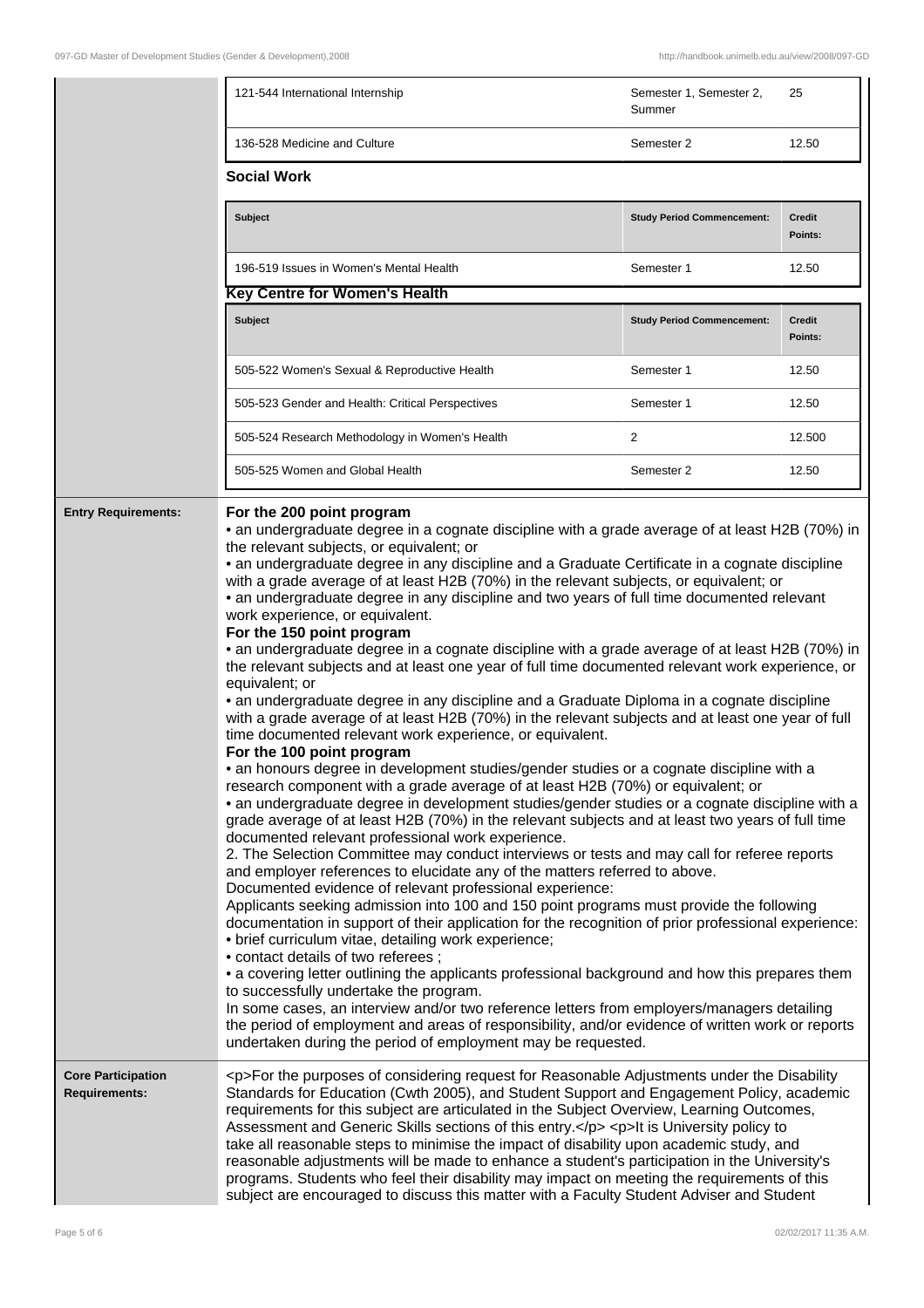| | | |
|---|---|---|
| 121-544 International Internship | Semester 1, Semester 2, Summer | 25 |
| 136-528 Medicine and Culture | Semester 2 | 12.50 |

**Social Work**

| Subject | Study Period Commencement: | Credit Points: |
|---|---|---|
| 196-519 Issues in Women's Mental Health | Semester 1 | 12.50 |

**Key Centre for Women's Health**

| Subject | Study Period Commencement: | Credit Points: |
|---|---|---|
| 505-522 Women's Sexual & Reproductive Health | Semester 1 | 12.50 |
| 505-523 Gender and Health: Critical Perspectives | Semester 1 | 12.50 |
| 505-524 Research Methodology in Women's Health | 2 | 12.500 |
| 505-525 Women and Global Health | Semester 2 | 12.50 |

**Entry Requirements:**

**For the 200 point program**

• an undergraduate degree in a cognate discipline with a grade average of at least H2B (70%) in the relevant subjects, or equivalent; or

• an undergraduate degree in any discipline and a Graduate Certificate in a cognate discipline with a grade average of at least H2B (70%) in the relevant subjects, or equivalent; or

• an undergraduate degree in any discipline and two years of full time documented relevant work experience, or equivalent.

**For the 150 point program**

• an undergraduate degree in a cognate discipline with a grade average of at least H2B (70%) in the relevant subjects and at least one year of full time documented relevant work experience, or equivalent; or

• an undergraduate degree in any discipline and a Graduate Diploma in a cognate discipline with a grade average of at least H2B (70%) in the relevant subjects and at least one year of full time documented relevant work experience, or equivalent.

**For the 100 point program**

• an honours degree in development studies/gender studies or a cognate discipline with a research component with a grade average of at least H2B (70%) or equivalent; or

• an undergraduate degree in development studies/gender studies or a cognate discipline with a grade average of at least H2B (70%) in the relevant subjects and at least two years of full time documented relevant professional work experience.

2. The Selection Committee may conduct interviews or tests and may call for referee reports and employer references to elucidate any of the matters referred to above.

Documented evidence of relevant professional experience:

Applicants seeking admission into 100 and 150 point programs must provide the following documentation in support of their application for the recognition of prior professional experience:

• brief curriculum vitae, detailing work experience;

• contact details of two referees ;

• a covering letter outlining the applicants professional background and how this prepares them to successfully undertake the program.

In some cases, an interview and/or two reference letters from employers/managers detailing the period of employment and areas of responsibility, and/or evidence of written work or reports undertaken during the period of employment may be requested.

**Core Participation Requirements:**

<p>For the purposes of considering request for Reasonable Adjustments under the Disability Standards for Education (Cwth 2005), and Student Support and Engagement Policy, academic requirements for this subject are articulated in the Subject Overview, Learning Outcomes, Assessment and Generic Skills sections of this entry.</p> <p>It is University policy to take all reasonable steps to minimise the impact of disability upon academic study, and reasonable adjustments will be made to enhance a student's participation in the University's programs. Students who feel their disability may impact on meeting the requirements of this subject are encouraged to discuss this matter with a Faculty Student Adviser and Student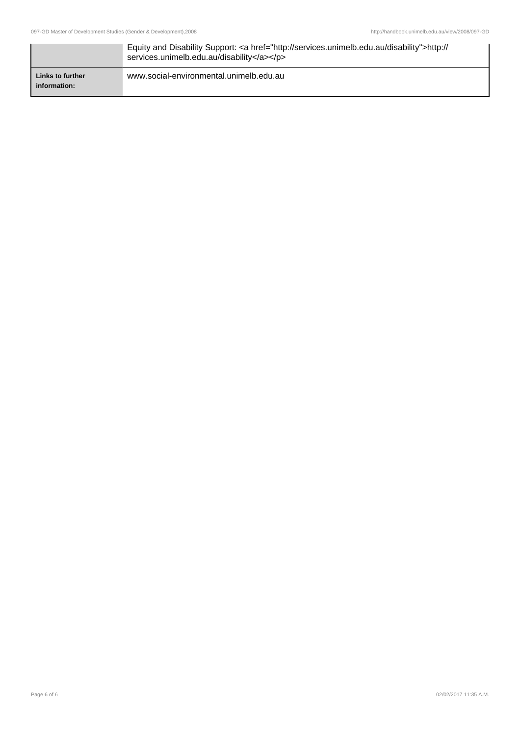| | |
|---|---|
| | Equity and Disability Support: <a href="http://services.unimelb.edu.au/disability">http://services.unimelb.edu.au/disability</a></p> |
| **Links to further information:** | www.social-environmental.unimelb.edu.au |